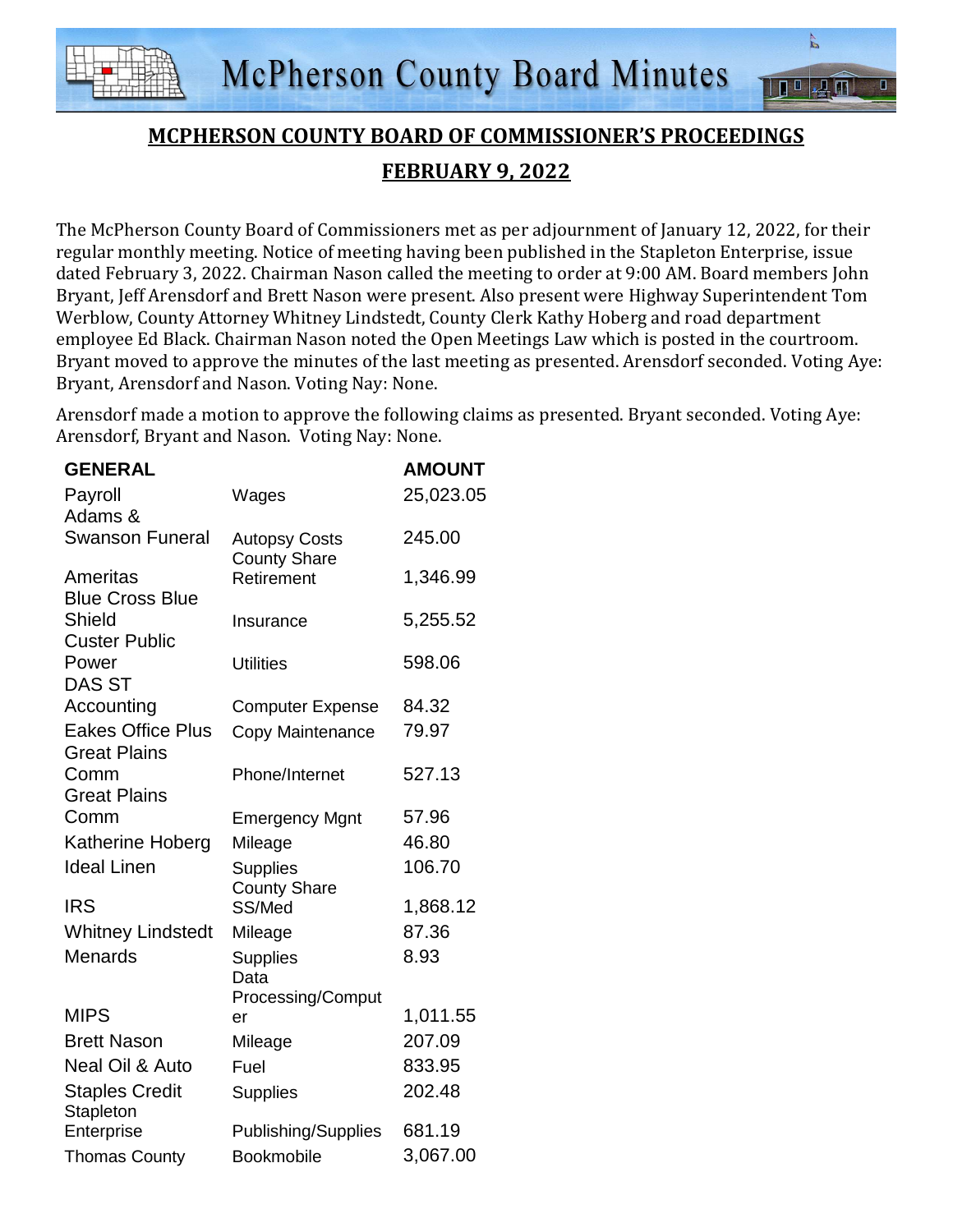## MCPHERSON COUNTY BOARD OF COMMISSIONER'S PROCEEDINGS

## FEBRUARY 9, 2022

The McPherson County Board of Commissioners met as per adjournment of January 12, 2022, for their regular monthly meeting. Notice of meeting having been published in the Stapleton Enterprise, issue dated February 3, 2022. Chairman Nason called the meeting to order at 9:00 AM. Board members John Bryant, Jeff Arensdorf and Brett Nason were present. Also present were Highway Superintendent Tom Werblow, County Attorney Whitney Lindstedt, County Clerk Kathy Hoberg and road department employee Ed Black. Chairman Nason noted the Open Meetings Law which is posted in the courtroom. Bryant moved to approve the minutes of the last meeting as presented. Arensdorf seconded. Voting Aye: Bryant, Arensdorf and Nason. Voting Nay: None.

Arensdorf made a motion to approve the following claims as presented. Bryant seconded. Voting Aye: Arensdorf, Bryant and Nason. Voting Nay: None.

| GENERAL | | AMOUNT |
|---|---|---|
| Payroll | Wages | 25,023.05 |
| Adams & Swanson Funeral | Autopsy Costs | 245.00 |
| Ameritas | County Share Retirement | 1,346.99 |
| Blue Cross Blue Shield | Insurance | 5,255.52 |
| Custer Public Power | Utilities | 598.06 |
| DAS ST Accounting | Computer Expense | 84.32 |
| Eakes Office Plus | Copy Maintenance | 79.97 |
| Great Plains Comm | Phone/Internet | 527.13 |
| Great Plains Comm | Emergency Mgnt | 57.96 |
| Katherine Hoberg | Mileage | 46.80 |
| Ideal Linen | Supplies | 106.70 |
| IRS | County Share SS/Med | 1,868.12 |
| Whitney Lindstedt | Mileage | 87.36 |
| Menards | Supplies | 8.93 |
| MIPS | Data Processing/Computer | 1,011.55 |
| Brett Nason | Mileage | 207.09 |
| Neal Oil & Auto | Fuel | 833.95 |
| Staples Credit | Supplies | 202.48 |
| Stapleton Enterprise | Publishing/Supplies | 681.19 |
| Thomas County | Bookmobile | 3,067.00 |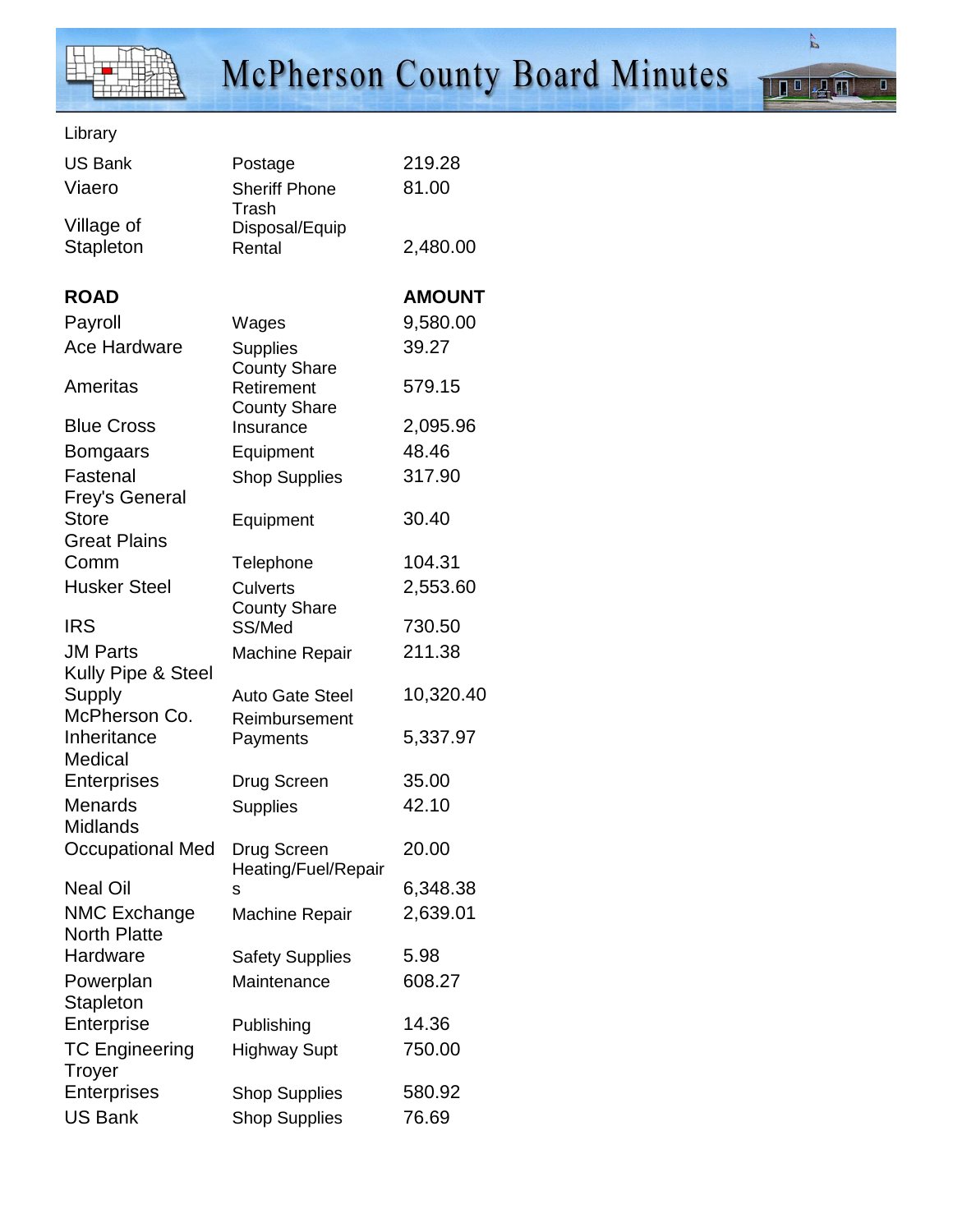Library

| | | |
|---|---|---|
| US Bank | Postage | 219.28 |
| Viaero | Sheriff Phone | 81.00 |
| Village of Stapleton | Trash Disposal/Equip Rental | 2,480.00 |

| **ROAD** | | **AMOUNT** |
|---|---|---|
| Payroll | Wages | 9,580.00 |
| Ace Hardware | Supplies | 39.27 |
| Ameritas | County Share Retirement | 579.15 |
| Blue Cross | County Share Insurance | 2,095.96 |
| Bomgaars | Equipment | 48.46 |
| Fastenal | Shop Supplies | 317.90 |
| Frey's General Store | Equipment | 30.40 |
| Great Plains Comm | Telephone | 104.31 |
| Husker Steel | Culverts | 2,553.60 |
| IRS | County Share SS/Med | 730.50 |
| JM Parts | Machine Repair | 211.38 |
| Kully Pipe & Steel Supply | Auto Gate Steel | 10,320.40 |
| McPherson Co. Inheritance | Reimbursement Payments | 5,337.97 |
| Medical Enterprises | Drug Screen | 35.00 |
| Menards | Supplies | 42.10 |
| Midlands Occupational Med | Drug Screen | 20.00 |
| Neal Oil | Heating/Fuel/Repairs | 6,348.38 |
| NMC Exchange | Machine Repair | 2,639.01 |
| North Platte Hardware | Safety Supplies | 5.98 |
| Powerplan | Maintenance | 608.27 |
| Stapleton Enterprise | Publishing | 14.36 |
| TC Engineering | Highway Supt | 750.00 |
| Troyer Enterprises | Shop Supplies | 580.92 |
| US Bank | Shop Supplies | 76.69 |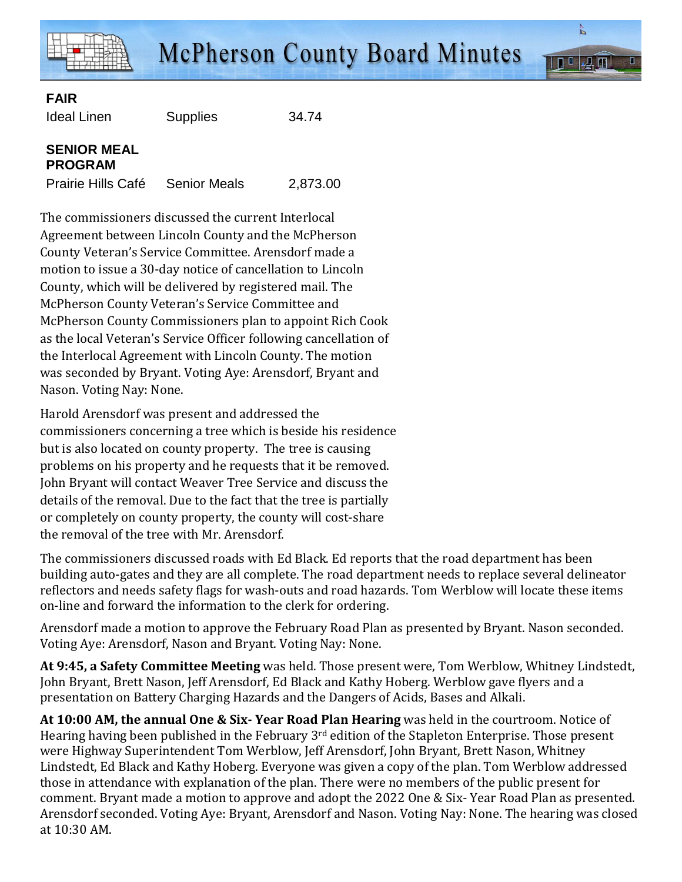**FAIR**

| | | |
|---|---|---|
| Ideal Linen | Supplies | 34.74 |

**SENIOR MEAL PROGRAM**

| | | |
|---|---|---|
| Prairie Hills Café | Senior Meals | 2,873.00 |

The commissioners discussed the current Interlocal Agreement between Lincoln County and the McPherson County Veteran's Service Committee. Arensdorf made a motion to issue a 30-day notice of cancellation to Lincoln County, which will be delivered by registered mail. The McPherson County Veteran's Service Committee and McPherson County Commissioners plan to appoint Rich Cook as the local Veteran's Service Officer following cancellation of the Interlocal Agreement with Lincoln County. The motion was seconded by Bryant. Voting Aye: Arensdorf, Bryant and Nason. Voting Nay: None.

Harold Arensdorf was present and addressed the commissioners concerning a tree which is beside his residence but is also located on county property. The tree is causing problems on his property and he requests that it be removed. John Bryant will contact Weaver Tree Service and discuss the details of the removal. Due to the fact that the tree is partially or completely on county property, the county will cost-share the removal of the tree with Mr. Arensdorf.

The commissioners discussed roads with Ed Black. Ed reports that the road department has been building auto-gates and they are all complete. The road department needs to replace several delineator reflectors and needs safety flags for wash-outs and road hazards. Tom Werblow will locate these items on-line and forward the information to the clerk for ordering.

Arensdorf made a motion to approve the February Road Plan as presented by Bryant. Nason seconded. Voting Aye: Arensdorf, Nason and Bryant. Voting Nay: None.

**At 9:45, a Safety Committee Meeting** was held. Those present were, Tom Werblow, Whitney Lindstedt, John Bryant, Brett Nason, Jeff Arensdorf, Ed Black and Kathy Hoberg. Werblow gave flyers and a presentation on Battery Charging Hazards and the Dangers of Acids, Bases and Alkali.

**At 10:00 AM, the annual One & Six- Year Road Plan Hearing** was held in the courtroom. Notice of Hearing having been published in the February 3rd edition of the Stapleton Enterprise. Those present were Highway Superintendent Tom Werblow, Jeff Arensdorf, John Bryant, Brett Nason, Whitney Lindstedt, Ed Black and Kathy Hoberg. Everyone was given a copy of the plan. Tom Werblow addressed those in attendance with explanation of the plan. There were no members of the public present for comment. Bryant made a motion to approve and adopt the 2022 One & Six- Year Road Plan as presented. Arensdorf seconded. Voting Aye: Bryant, Arensdorf and Nason. Voting Nay: None. The hearing was closed at 10:30 AM.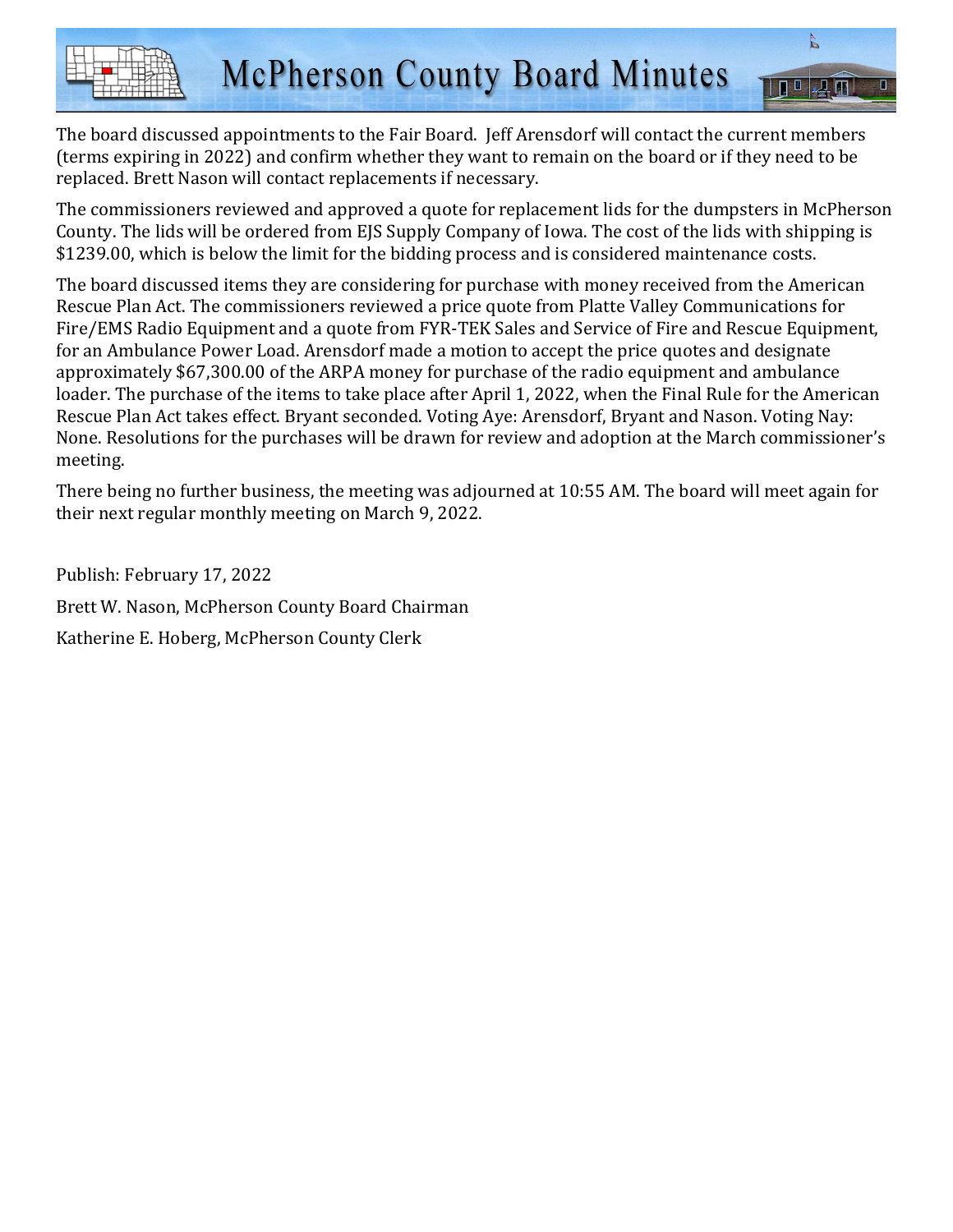The board discussed appointments to the Fair Board. Jeff Arensdorf will contact the current members (terms expiring in 2022) and confirm whether they want to remain on the board or if they need to be replaced. Brett Nason will contact replacements if necessary.

The commissioners reviewed and approved a quote for replacement lids for the dumpsters in McPherson County. The lids will be ordered from EJS Supply Company of Iowa. The cost of the lids with shipping is $1239.00, which is below the limit for the bidding process and is considered maintenance costs.

The board discussed items they are considering for purchase with money received from the American Rescue Plan Act. The commissioners reviewed a price quote from Platte Valley Communications for Fire/EMS Radio Equipment and a quote from FYR-TEK Sales and Service of Fire and Rescue Equipment, for an Ambulance Power Load. Arensdorf made a motion to accept the price quotes and designate approximately $67,300.00 of the ARPA money for purchase of the radio equipment and ambulance loader. The purchase of the items to take place after April 1, 2022, when the Final Rule for the American Rescue Plan Act takes effect. Bryant seconded. Voting Aye: Arensdorf, Bryant and Nason. Voting Nay: None. Resolutions for the purchases will be drawn for review and adoption at the March commissioner's meeting.

There being no further business, the meeting was adjourned at 10:55 AM. The board will meet again for their next regular monthly meeting on March 9, 2022.

Publish: February 17, 2022

Brett W. Nason, McPherson County Board Chairman

Katherine E. Hoberg, McPherson County Clerk